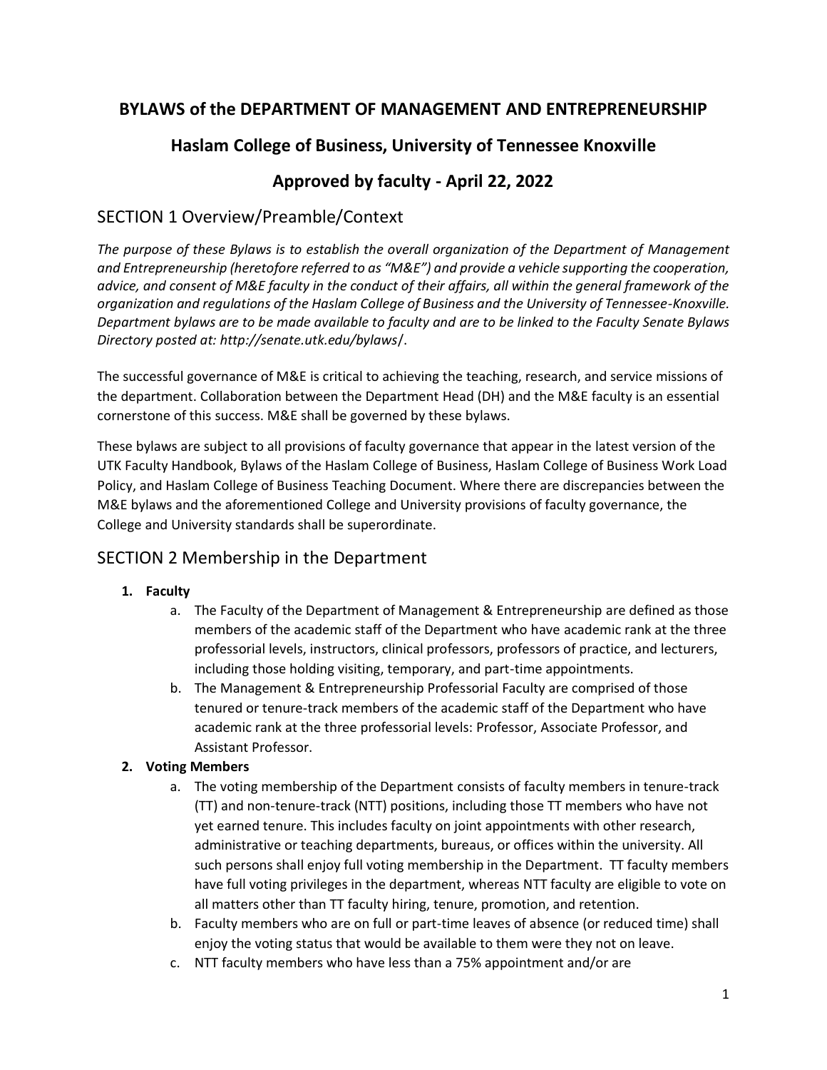# BYLAWS of the DEPARTMENT OF MANAGEMENT AND ENTREPRENEURSHIP

## Haslam College of Business, University of Tennessee Knoxville

## Approved by faculty - April 22, 2022

## SECTION 1 Overview/Preamble/Context

*The purpose of these Bylaws is to establish the overall organization of the Department of Management and Entrepreneurship (heretofore referred to as "M&E") and provide a vehicle supporting the cooperation, advice, and consent of M&E faculty in the conduct of their affairs, all within the general framework of the organization and regulations of the Haslam College of Business and the University of Tennessee-Knoxville. Department bylaws are to be made available to faculty and are to be linked to the Faculty Senate Bylaws Directory posted at: http://senate.utk.edu/bylaws/.*

The successful governance of M&E is critical to achieving the teaching, research, and service missions of the department. Collaboration between the Department Head (DH) and the M&E faculty is an essential cornerstone of this success. M&E shall be governed by these bylaws.

These bylaws are subject to all provisions of faculty governance that appear in the latest version of the UTK Faculty Handbook, Bylaws of the Haslam College of Business, Haslam College of Business Work Load Policy, and Haslam College of Business Teaching Document. Where there are discrepancies between the M&E bylaws and the aforementioned College and University provisions of faculty governance, the College and University standards shall be superordinate.

## SECTION 2 Membership in the Department

1. **Faculty**
    a. The Faculty of the Department of Management & Entrepreneurship are defined as those members of the academic staff of the Department who have academic rank at the three professorial levels, instructors, clinical professors, professors of practice, and lecturers, including those holding visiting, temporary, and part-time appointments.
    b. The Management & Entrepreneurship Professorial Faculty are comprised of those tenured or tenure-track members of the academic staff of the Department who have academic rank at the three professorial levels: Professor, Associate Professor, and Assistant Professor.
2. **Voting Members**
    a. The voting membership of the Department consists of faculty members in tenure-track (TT) and non-tenure-track (NTT) positions, including those TT members who have not yet earned tenure. This includes faculty on joint appointments with other research, administrative or teaching departments, bureaus, or offices within the university. All such persons shall enjoy full voting membership in the Department. TT faculty members have full voting privileges in the department, whereas NTT faculty are eligible to vote on all matters other than TT faculty hiring, tenure, promotion, and retention.
    b. Faculty members who are on full or part-time leaves of absence (or reduced time) shall enjoy the voting status that would be available to them were they not on leave.
    c. NTT faculty members who have less than a 75% appointment and/or are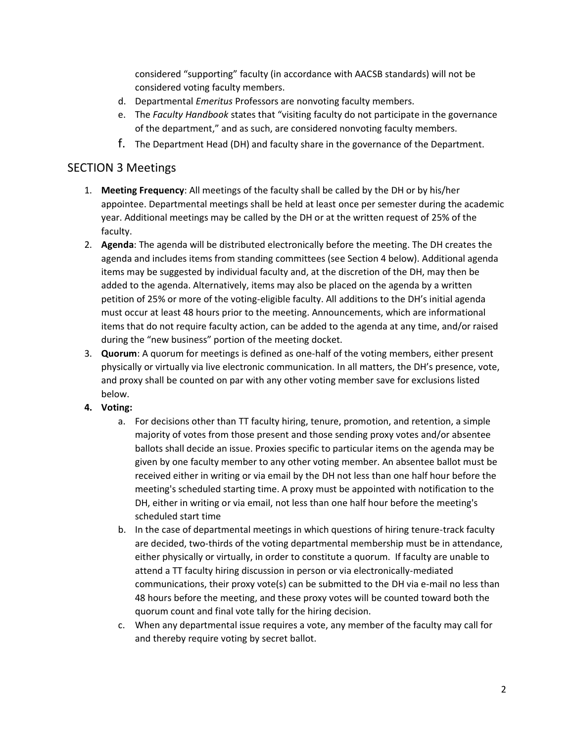considered "supporting" faculty (in accordance with AACSB standards) will not be considered voting faculty members.

d. Departmental *Emeritus* Professors are nonvoting faculty members.

e. The *Faculty Handbook* states that "visiting faculty do not participate in the governance of the department," and as such, are considered nonvoting faculty members.

f. The Department Head (DH) and faculty share in the governance of the Department.

## SECTION 3 Meetings

1. **Meeting Frequency**: All meetings of the faculty shall be called by the DH or by his/her appointee. Departmental meetings shall be held at least once per semester during the academic year. Additional meetings may be called by the DH or at the written request of 25% of the faculty.
2. **Agenda**: The agenda will be distributed electronically before the meeting. The DH creates the agenda and includes items from standing committees (see Section 4 below). Additional agenda items may be suggested by individual faculty and, at the discretion of the DH, may then be added to the agenda. Alternatively, items may also be placed on the agenda by a written petition of 25% or more of the voting-eligible faculty. All additions to the DH's initial agenda must occur at least 48 hours prior to the meeting. Announcements, which are informational items that do not require faculty action, can be added to the agenda at any time, and/or raised during the "new business" portion of the meeting docket.
3. **Quorum**: A quorum for meetings is defined as one-half of the voting members, either present physically or virtually via live electronic communication. In all matters, the DH's presence, vote, and proxy shall be counted on par with any other voting member save for exclusions listed below.
4. **Voting:**
   a. For decisions other than TT faculty hiring, tenure, promotion, and retention, a simple majority of votes from those present and those sending proxy votes and/or absentee ballots shall decide an issue. Proxies specific to particular items on the agenda may be given by one faculty member to any other voting member. An absentee ballot must be received either in writing or via email by the DH not less than one half hour before the meeting's scheduled starting time. A proxy must be appointed with notification to the DH, either in writing or via email, not less than one half hour before the meeting's scheduled start time
   b. In the case of departmental meetings in which questions of hiring tenure-track faculty are decided, two-thirds of the voting departmental membership must be in attendance, either physically or virtually, in order to constitute a quorum. If faculty are unable to attend a TT faculty hiring discussion in person or via electronically-mediated communications, their proxy vote(s) can be submitted to the DH via e-mail no less than 48 hours before the meeting, and these proxy votes will be counted toward both the quorum count and final vote tally for the hiring decision.
   c. When any departmental issue requires a vote, any member of the faculty may call for and thereby require voting by secret ballot.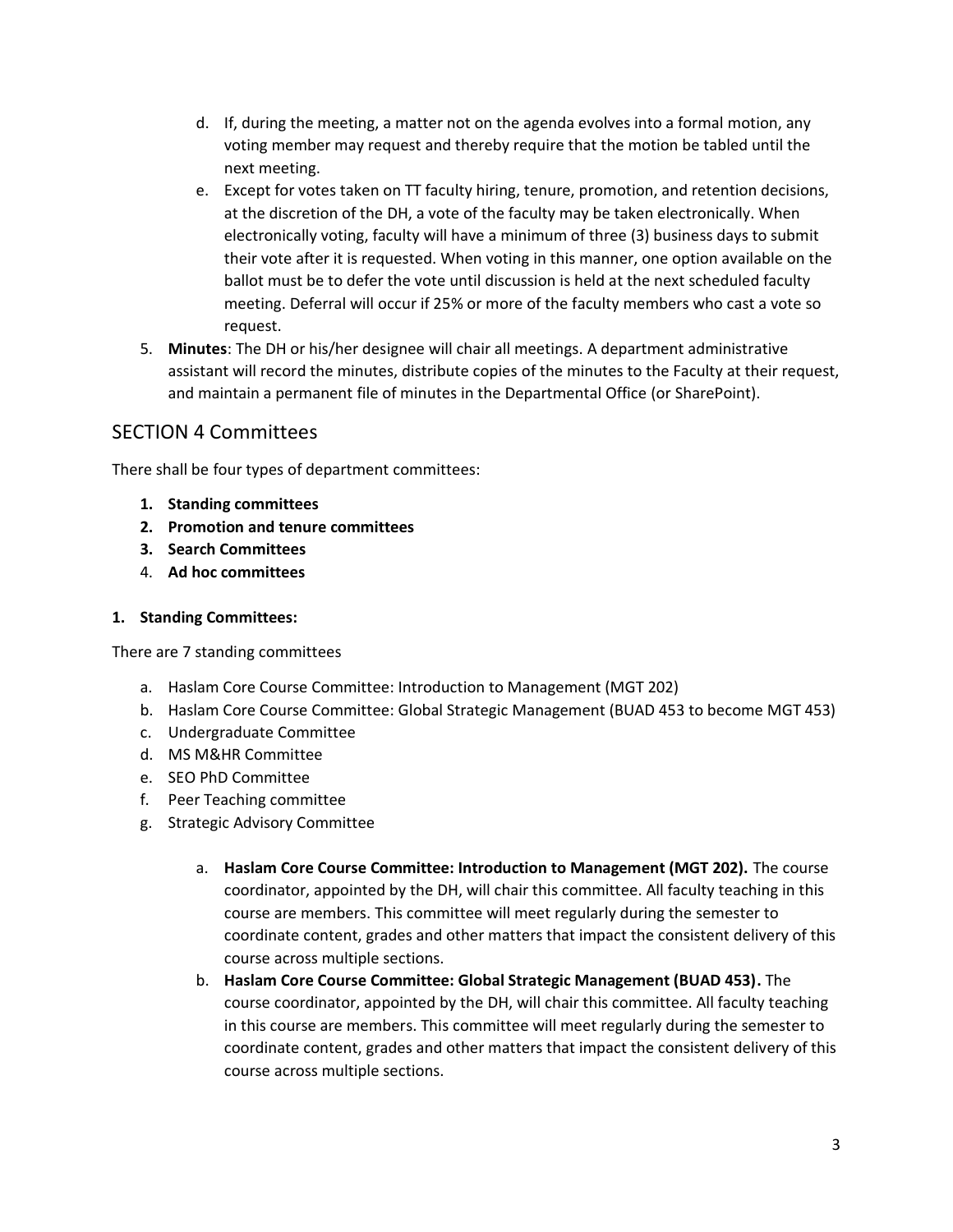d. If, during the meeting, a matter not on the agenda evolves into a formal motion, any voting member may request and thereby require that the motion be tabled until the next meeting.

e. Except for votes taken on TT faculty hiring, tenure, promotion, and retention decisions, at the discretion of the DH, a vote of the faculty may be taken electronically. When electronically voting, faculty will have a minimum of three (3) business days to submit their vote after it is requested. When voting in this manner, one option available on the ballot must be to defer the vote until discussion is held at the next scheduled faculty meeting. Deferral will occur if 25% or more of the faculty members who cast a vote so request.

5. **Minutes**: The DH or his/her designee will chair all meetings. A department administrative assistant will record the minutes, distribute copies of the minutes to the Faculty at their request, and maintain a permanent file of minutes in the Departmental Office (or SharePoint).

## SECTION 4 Committees

There shall be four types of department committees:

1. **Standing committees**
2. **Promotion and tenure committees**
3. **Search Committees**
4. **Ad hoc committees**

**1. Standing Committees:**

There are 7 standing committees

a. Haslam Core Course Committee: Introduction to Management (MGT 202)
b. Haslam Core Course Committee: Global Strategic Management (BUAD 453 to become MGT 453)
c. Undergraduate Committee
d. MS M&HR Committee
e. SEO PhD Committee
f. Peer Teaching committee
g. Strategic Advisory Committee

a. **Haslam Core Course Committee: Introduction to Management (MGT 202).** The course coordinator, appointed by the DH, will chair this committee. All faculty teaching in this course are members. This committee will meet regularly during the semester to coordinate content, grades and other matters that impact the consistent delivery of this course across multiple sections.

b. **Haslam Core Course Committee: Global Strategic Management (BUAD 453).** The course coordinator, appointed by the DH, will chair this committee. All faculty teaching in this course are members. This committee will meet regularly during the semester to coordinate content, grades and other matters that impact the consistent delivery of this course across multiple sections.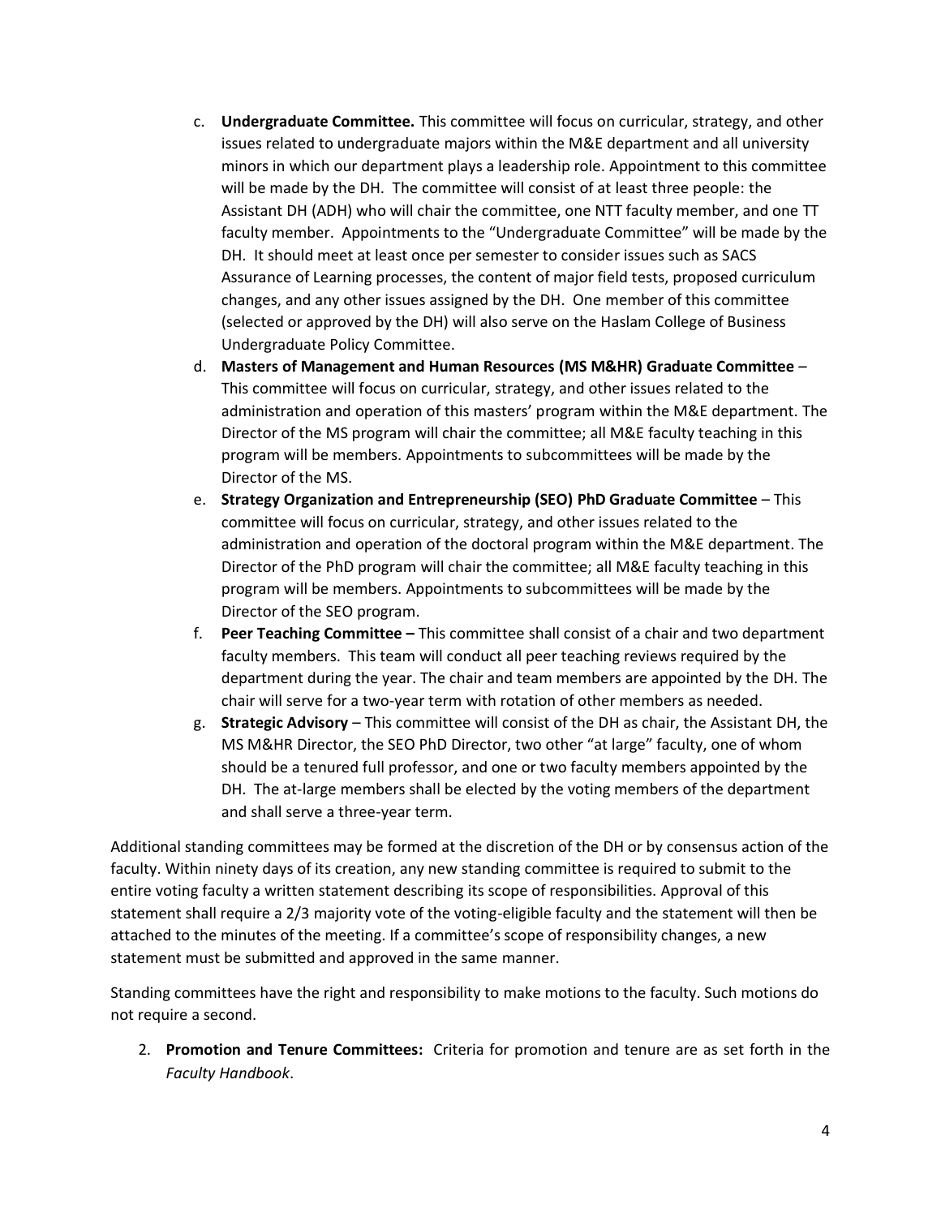c. **Undergraduate Committee.** This committee will focus on curricular, strategy, and other issues related to undergraduate majors within the M&E department and all university minors in which our department plays a leadership role. Appointment to this committee will be made by the DH. The committee will consist of at least three people: the Assistant DH (ADH) who will chair the committee, one NTT faculty member, and one TT faculty member. Appointments to the "Undergraduate Committee" will be made by the DH. It should meet at least once per semester to consider issues such as SACS Assurance of Learning processes, the content of major field tests, proposed curriculum changes, and any other issues assigned by the DH. One member of this committee (selected or approved by the DH) will also serve on the Haslam College of Business Undergraduate Policy Committee.

d. **Masters of Management and Human Resources (MS M&HR) Graduate Committee** – This committee will focus on curricular, strategy, and other issues related to the administration and operation of this masters' program within the M&E department. The Director of the MS program will chair the committee; all M&E faculty teaching in this program will be members. Appointments to subcommittees will be made by the Director of the MS.

e. **Strategy Organization and Entrepreneurship (SEO) PhD Graduate Committee** – This committee will focus on curricular, strategy, and other issues related to the administration and operation of the doctoral program within the M&E department. The Director of the PhD program will chair the committee; all M&E faculty teaching in this program will be members. Appointments to subcommittees will be made by the Director of the SEO program.

f. **Peer Teaching Committee –** This committee shall consist of a chair and two department faculty members. This team will conduct all peer teaching reviews required by the department during the year. The chair and team members are appointed by the DH. The chair will serve for a two-year term with rotation of other members as needed.

g. **Strategic Advisory** – This committee will consist of the DH as chair, the Assistant DH, the MS M&HR Director, the SEO PhD Director, two other "at large" faculty, one of whom should be a tenured full professor, and one or two faculty members appointed by the DH. The at-large members shall be elected by the voting members of the department and shall serve a three-year term.

Additional standing committees may be formed at the discretion of the DH or by consensus action of the faculty. Within ninety days of its creation, any new standing committee is required to submit to the entire voting faculty a written statement describing its scope of responsibilities. Approval of this statement shall require a 2/3 majority vote of the voting-eligible faculty and the statement will then be attached to the minutes of the meeting. If a committee's scope of responsibility changes, a new statement must be submitted and approved in the same manner.

Standing committees have the right and responsibility to make motions to the faculty. Such motions do not require a second.

2. **Promotion and Tenure Committees:** Criteria for promotion and tenure are as set forth in the *Faculty Handbook*.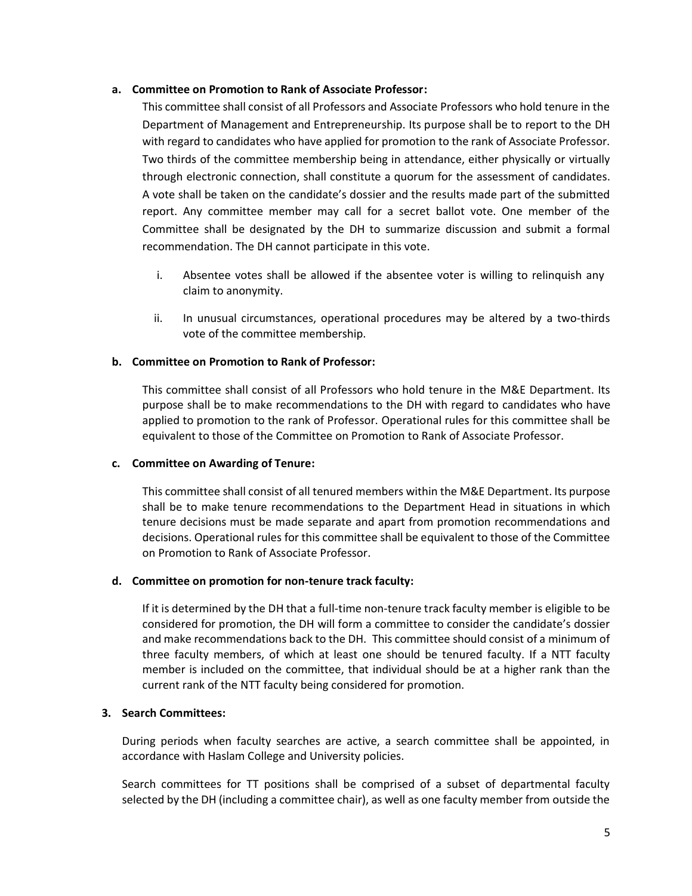**a. Committee on Promotion to Rank of Associate Professor:**

This committee shall consist of all Professors and Associate Professors who hold tenure in the Department of Management and Entrepreneurship. Its purpose shall be to report to the DH with regard to candidates who have applied for promotion to the rank of Associate Professor. Two thirds of the committee membership being in attendance, either physically or virtually through electronic connection, shall constitute a quorum for the assessment of candidates. A vote shall be taken on the candidate's dossier and the results made part of the submitted report. Any committee member may call for a secret ballot vote. One member of the Committee shall be designated by the DH to summarize discussion and submit a formal recommendation. The DH cannot participate in this vote.

i. Absentee votes shall be allowed if the absentee voter is willing to relinquish any claim to anonymity.

ii. In unusual circumstances, operational procedures may be altered by a two-thirds vote of the committee membership.

**b. Committee on Promotion to Rank of Professor:**

This committee shall consist of all Professors who hold tenure in the M&E Department. Its purpose shall be to make recommendations to the DH with regard to candidates who have applied to promotion to the rank of Professor. Operational rules for this committee shall be equivalent to those of the Committee on Promotion to Rank of Associate Professor.

**c. Committee on Awarding of Tenure:**

This committee shall consist of all tenured members within the M&E Department. Its purpose shall be to make tenure recommendations to the Department Head in situations in which tenure decisions must be made separate and apart from promotion recommendations and decisions. Operational rules for this committee shall be equivalent to those of the Committee on Promotion to Rank of Associate Professor.

**d. Committee on promotion for non-tenure track faculty:**

If it is determined by the DH that a full-time non-tenure track faculty member is eligible to be considered for promotion, the DH will form a committee to consider the candidate's dossier and make recommendations back to the DH. This committee should consist of a minimum of three faculty members, of which at least one should be tenured faculty. If a NTT faculty member is included on the committee, that individual should be at a higher rank than the current rank of the NTT faculty being considered for promotion.

**3. Search Committees:**

During periods when faculty searches are active, a search committee shall be appointed, in accordance with Haslam College and University policies.

Search committees for TT positions shall be comprised of a subset of departmental faculty selected by the DH (including a committee chair), as well as one faculty member from outside the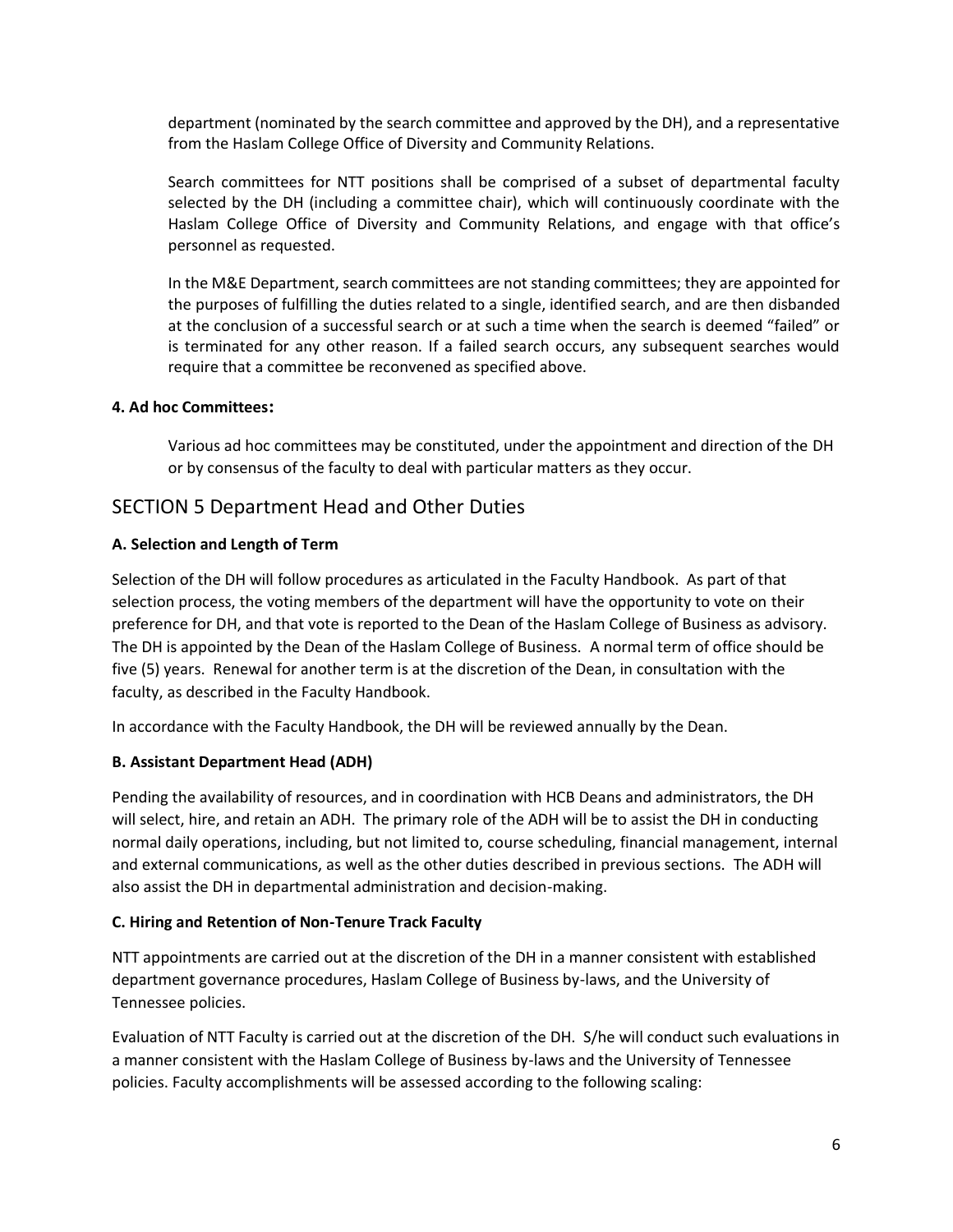department (nominated by the search committee and approved by the DH), and a representative from the Haslam College Office of Diversity and Community Relations.

Search committees for NTT positions shall be comprised of a subset of departmental faculty selected by the DH (including a committee chair), which will continuously coordinate with the Haslam College Office of Diversity and Community Relations, and engage with that office's personnel as requested.

In the M&E Department, search committees are not standing committees; they are appointed for the purposes of fulfilling the duties related to a single, identified search, and are then disbanded at the conclusion of a successful search or at such a time when the search is deemed "failed" or is terminated for any other reason. If a failed search occurs, any subsequent searches would require that a committee be reconvened as specified above.

**4. Ad hoc Committees:**

Various ad hoc committees may be constituted, under the appointment and direction of the DH or by consensus of the faculty to deal with particular matters as they occur.

## SECTION 5 Department Head and Other Duties

**A. Selection and Length of Term**

Selection of the DH will follow procedures as articulated in the Faculty Handbook. As part of that selection process, the voting members of the department will have the opportunity to vote on their preference for DH, and that vote is reported to the Dean of the Haslam College of Business as advisory. The DH is appointed by the Dean of the Haslam College of Business. A normal term of office should be five (5) years. Renewal for another term is at the discretion of the Dean, in consultation with the faculty, as described in the Faculty Handbook.

In accordance with the Faculty Handbook, the DH will be reviewed annually by the Dean.

**B. Assistant Department Head (ADH)**

Pending the availability of resources, and in coordination with HCB Deans and administrators, the DH will select, hire, and retain an ADH. The primary role of the ADH will be to assist the DH in conducting normal daily operations, including, but not limited to, course scheduling, financial management, internal and external communications, as well as the other duties described in previous sections. The ADH will also assist the DH in departmental administration and decision-making.

**C. Hiring and Retention of Non-Tenure Track Faculty**

NTT appointments are carried out at the discretion of the DH in a manner consistent with established department governance procedures, Haslam College of Business by-laws, and the University of Tennessee policies.

Evaluation of NTT Faculty is carried out at the discretion of the DH. S/he will conduct such evaluations in a manner consistent with the Haslam College of Business by-laws and the University of Tennessee policies. Faculty accomplishments will be assessed according to the following scaling: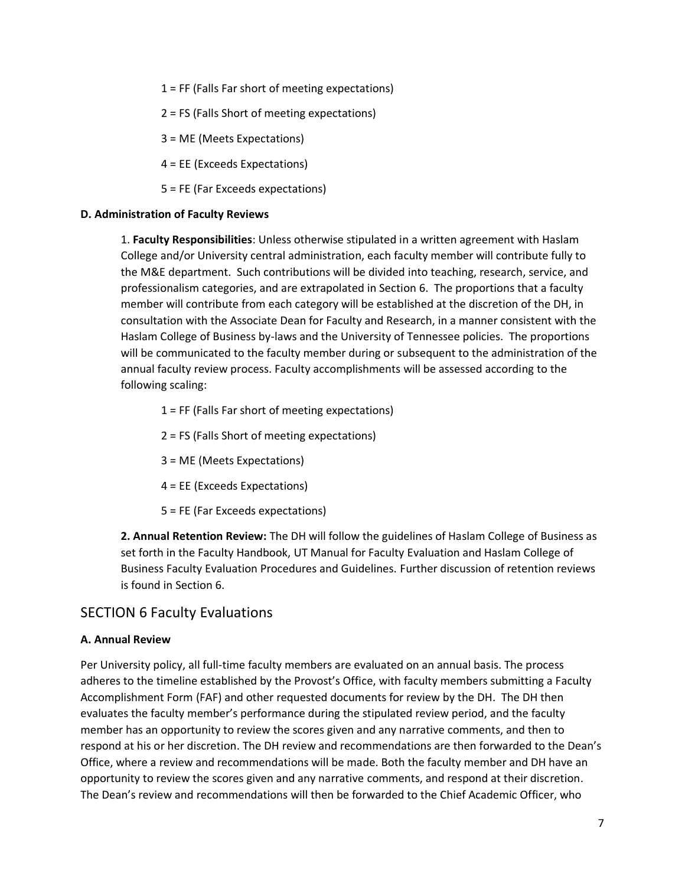1 = FF (Falls Far short of meeting expectations)

2 = FS (Falls Short of meeting expectations)

3 = ME (Meets Expectations)

4 = EE (Exceeds Expectations)

5 = FE (Far Exceeds expectations)

**D. Administration of Faculty Reviews**

1. **Faculty Responsibilities**: Unless otherwise stipulated in a written agreement with Haslam College and/or University central administration, each faculty member will contribute fully to the M&E department. Such contributions will be divided into teaching, research, service, and professionalism categories, and are extrapolated in Section 6. The proportions that a faculty member will contribute from each category will be established at the discretion of the DH, in consultation with the Associate Dean for Faculty and Research, in a manner consistent with the Haslam College of Business by-laws and the University of Tennessee policies. The proportions will be communicated to the faculty member during or subsequent to the administration of the annual faculty review process. Faculty accomplishments will be assessed according to the following scaling:

1 = FF (Falls Far short of meeting expectations)

2 = FS (Falls Short of meeting expectations)

3 = ME (Meets Expectations)

4 = EE (Exceeds Expectations)

5 = FE (Far Exceeds expectations)

**2. Annual Retention Review:** The DH will follow the guidelines of Haslam College of Business as set forth in the Faculty Handbook, UT Manual for Faculty Evaluation and Haslam College of Business Faculty Evaluation Procedures and Guidelines. Further discussion of retention reviews is found in Section 6.

## SECTION 6 Faculty Evaluations

**A. Annual Review**

Per University policy, all full-time faculty members are evaluated on an annual basis. The process adheres to the timeline established by the Provost's Office, with faculty members submitting a Faculty Accomplishment Form (FAF) and other requested documents for review by the DH. The DH then evaluates the faculty member's performance during the stipulated review period, and the faculty member has an opportunity to review the scores given and any narrative comments, and then to respond at his or her discretion. The DH review and recommendations are then forwarded to the Dean's Office, where a review and recommendations will be made. Both the faculty member and DH have an opportunity to review the scores given and any narrative comments, and respond at their discretion. The Dean's review and recommendations will then be forwarded to the Chief Academic Officer, who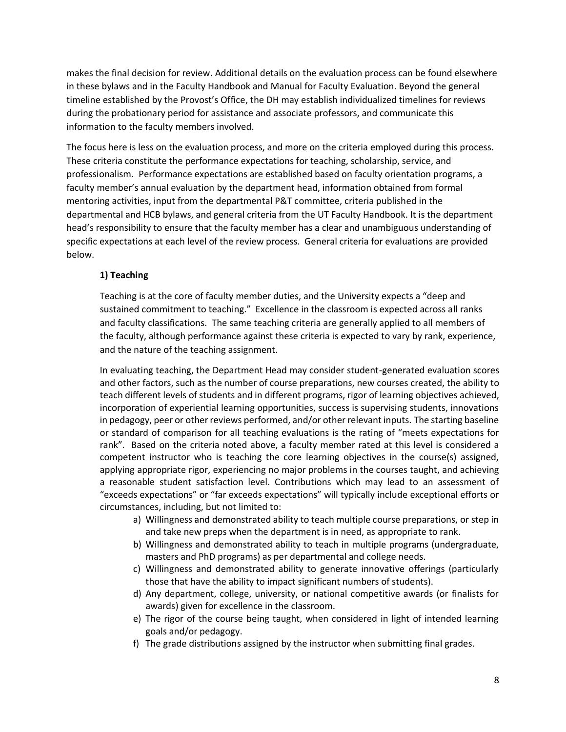makes the final decision for review. Additional details on the evaluation process can be found elsewhere in these bylaws and in the Faculty Handbook and Manual for Faculty Evaluation. Beyond the general timeline established by the Provost's Office, the DH may establish individualized timelines for reviews during the probationary period for assistance and associate professors, and communicate this information to the faculty members involved.

The focus here is less on the evaluation process, and more on the criteria employed during this process. These criteria constitute the performance expectations for teaching, scholarship, service, and professionalism. Performance expectations are established based on faculty orientation programs, a faculty member's annual evaluation by the department head, information obtained from formal mentoring activities, input from the departmental P&T committee, criteria published in the departmental and HCB bylaws, and general criteria from the UT Faculty Handbook. It is the department head's responsibility to ensure that the faculty member has a clear and unambiguous understanding of specific expectations at each level of the review process. General criteria for evaluations are provided below.

**1) Teaching**

Teaching is at the core of faculty member duties, and the University expects a "deep and sustained commitment to teaching." Excellence in the classroom is expected across all ranks and faculty classifications. The same teaching criteria are generally applied to all members of the faculty, although performance against these criteria is expected to vary by rank, experience, and the nature of the teaching assignment.

In evaluating teaching, the Department Head may consider student-generated evaluation scores and other factors, such as the number of course preparations, new courses created, the ability to teach different levels of students and in different programs, rigor of learning objectives achieved, incorporation of experiential learning opportunities, success is supervising students, innovations in pedagogy, peer or other reviews performed, and/or other relevant inputs. The starting baseline or standard of comparison for all teaching evaluations is the rating of "meets expectations for rank". Based on the criteria noted above, a faculty member rated at this level is considered a competent instructor who is teaching the core learning objectives in the course(s) assigned, applying appropriate rigor, experiencing no major problems in the courses taught, and achieving a reasonable student satisfaction level. Contributions which may lead to an assessment of "exceeds expectations" or "far exceeds expectations" will typically include exceptional efforts or circumstances, including, but not limited to:

a) Willingness and demonstrated ability to teach multiple course preparations, or step in and take new preps when the department is in need, as appropriate to rank.
b) Willingness and demonstrated ability to teach in multiple programs (undergraduate, masters and PhD programs) as per departmental and college needs.
c) Willingness and demonstrated ability to generate innovative offerings (particularly those that have the ability to impact significant numbers of students).
d) Any department, college, university, or national competitive awards (or finalists for awards) given for excellence in the classroom.
e) The rigor of the course being taught, when considered in light of intended learning goals and/or pedagogy.
f) The grade distributions assigned by the instructor when submitting final grades.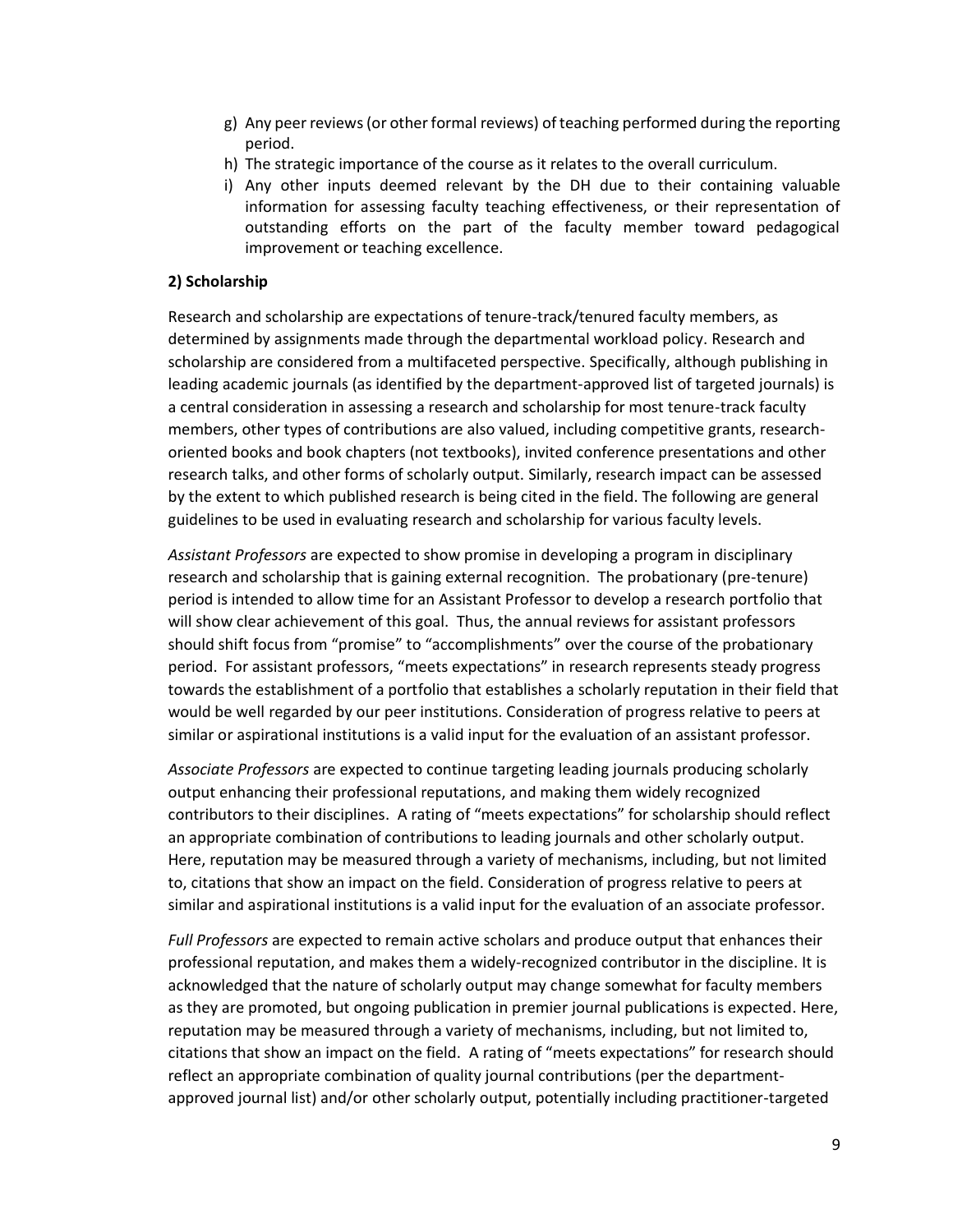g) Any peer reviews (or other formal reviews) of teaching performed during the reporting period.
h) The strategic importance of the course as it relates to the overall curriculum.
i) Any other inputs deemed relevant by the DH due to their containing valuable information for assessing faculty teaching effectiveness, or their representation of outstanding efforts on the part of the faculty member toward pedagogical improvement or teaching excellence.

**2) Scholarship**

Research and scholarship are expectations of tenure-track/tenured faculty members, as determined by assignments made through the departmental workload policy. Research and scholarship are considered from a multifaceted perspective. Specifically, although publishing in leading academic journals (as identified by the department-approved list of targeted journals) is a central consideration in assessing a research and scholarship for most tenure-track faculty members, other types of contributions are also valued, including competitive grants, research-oriented books and book chapters (not textbooks), invited conference presentations and other research talks, and other forms of scholarly output. Similarly, research impact can be assessed by the extent to which published research is being cited in the field. The following are general guidelines to be used in evaluating research and scholarship for various faculty levels.

*Assistant Professors* are expected to show promise in developing a program in disciplinary research and scholarship that is gaining external recognition. The probationary (pre-tenure) period is intended to allow time for an Assistant Professor to develop a research portfolio that will show clear achievement of this goal. Thus, the annual reviews for assistant professors should shift focus from "promise" to "accomplishments" over the course of the probationary period. For assistant professors, "meets expectations" in research represents steady progress towards the establishment of a portfolio that establishes a scholarly reputation in their field that would be well regarded by our peer institutions. Consideration of progress relative to peers at similar or aspirational institutions is a valid input for the evaluation of an assistant professor.

*Associate Professors* are expected to continue targeting leading journals producing scholarly output enhancing their professional reputations, and making them widely recognized contributors to their disciplines. A rating of "meets expectations" for scholarship should reflect an appropriate combination of contributions to leading journals and other scholarly output. Here, reputation may be measured through a variety of mechanisms, including, but not limited to, citations that show an impact on the field. Consideration of progress relative to peers at similar and aspirational institutions is a valid input for the evaluation of an associate professor.

*Full Professors* are expected to remain active scholars and produce output that enhances their professional reputation, and makes them a widely-recognized contributor in the discipline. It is acknowledged that the nature of scholarly output may change somewhat for faculty members as they are promoted, but ongoing publication in premier journal publications is expected. Here, reputation may be measured through a variety of mechanisms, including, but not limited to, citations that show an impact on the field. A rating of "meets expectations" for research should reflect an appropriate combination of quality journal contributions (per the department-approved journal list) and/or other scholarly output, potentially including practitioner-targeted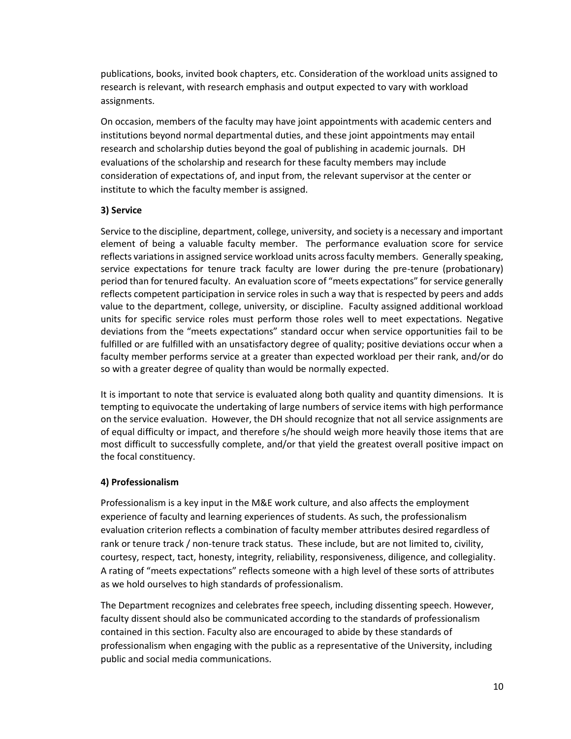publications, books, invited book chapters, etc. Consideration of the workload units assigned to research is relevant, with research emphasis and output expected to vary with workload assignments.

On occasion, members of the faculty may have joint appointments with academic centers and institutions beyond normal departmental duties, and these joint appointments may entail research and scholarship duties beyond the goal of publishing in academic journals. DH evaluations of the scholarship and research for these faculty members may include consideration of expectations of, and input from, the relevant supervisor at the center or institute to which the faculty member is assigned.

### 3) Service

Service to the discipline, department, college, university, and society is a necessary and important element of being a valuable faculty member. The performance evaluation score for service reflects variations in assigned service workload units across faculty members. Generally speaking, service expectations for tenure track faculty are lower during the pre-tenure (probationary) period than for tenured faculty. An evaluation score of "meets expectations" for service generally reflects competent participation in service roles in such a way that is respected by peers and adds value to the department, college, university, or discipline. Faculty assigned additional workload units for specific service roles must perform those roles well to meet expectations. Negative deviations from the "meets expectations" standard occur when service opportunities fail to be fulfilled or are fulfilled with an unsatisfactory degree of quality; positive deviations occur when a faculty member performs service at a greater than expected workload per their rank, and/or do so with a greater degree of quality than would be normally expected.

It is important to note that service is evaluated along both quality and quantity dimensions. It is tempting to equivocate the undertaking of large numbers of service items with high performance on the service evaluation. However, the DH should recognize that not all service assignments are of equal difficulty or impact, and therefore s/he should weigh more heavily those items that are most difficult to successfully complete, and/or that yield the greatest overall positive impact on the focal constituency.

### 4) Professionalism

Professionalism is a key input in the M&E work culture, and also affects the employment experience of faculty and learning experiences of students. As such, the professionalism evaluation criterion reflects a combination of faculty member attributes desired regardless of rank or tenure track / non-tenure track status. These include, but are not limited to, civility, courtesy, respect, tact, honesty, integrity, reliability, responsiveness, diligence, and collegiality. A rating of "meets expectations" reflects someone with a high level of these sorts of attributes as we hold ourselves to high standards of professionalism.

The Department recognizes and celebrates free speech, including dissenting speech. However, faculty dissent should also be communicated according to the standards of professionalism contained in this section. Faculty also are encouraged to abide by these standards of professionalism when engaging with the public as a representative of the University, including public and social media communications.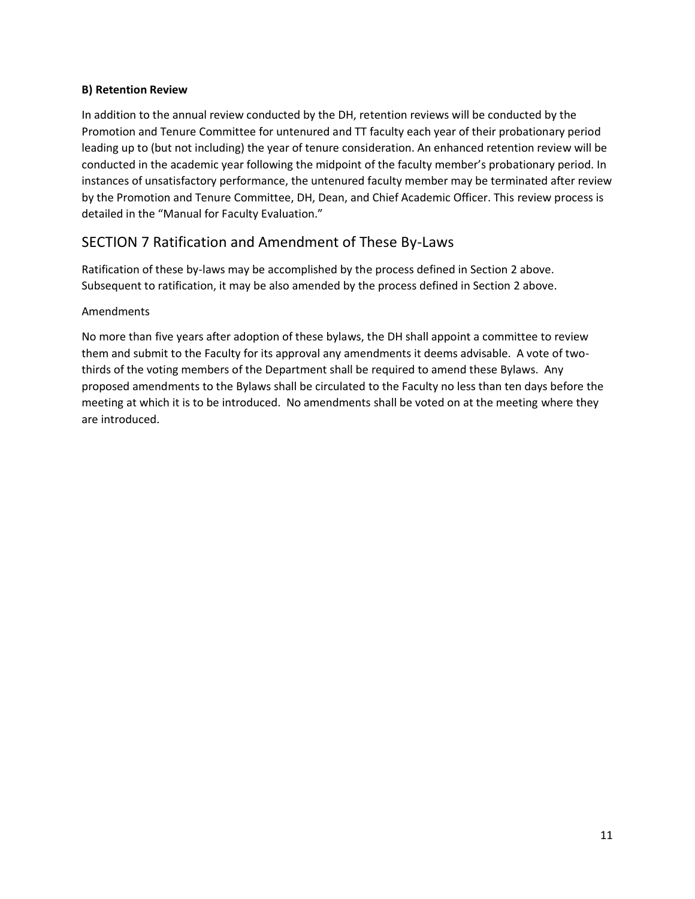**B) Retention Review**

In addition to the annual review conducted by the DH, retention reviews will be conducted by the Promotion and Tenure Committee for untenured and TT faculty each year of their probationary period leading up to (but not including) the year of tenure consideration. An enhanced retention review will be conducted in the academic year following the midpoint of the faculty member's probationary period. In instances of unsatisfactory performance, the untenured faculty member may be terminated after review by the Promotion and Tenure Committee, DH, Dean, and Chief Academic Officer. This review process is detailed in the "Manual for Faculty Evaluation."

## SECTION 7 Ratification and Amendment of These By-Laws

Ratification of these by-laws may be accomplished by the process defined in Section 2 above. Subsequent to ratification, it may be also amended by the process defined in Section 2 above.

Amendments

No more than five years after adoption of these bylaws, the DH shall appoint a committee to review them and submit to the Faculty for its approval any amendments it deems advisable. A vote of two-thirds of the voting members of the Department shall be required to amend these Bylaws. Any proposed amendments to the Bylaws shall be circulated to the Faculty no less than ten days before the meeting at which it is to be introduced. No amendments shall be voted on at the meeting where they are introduced.